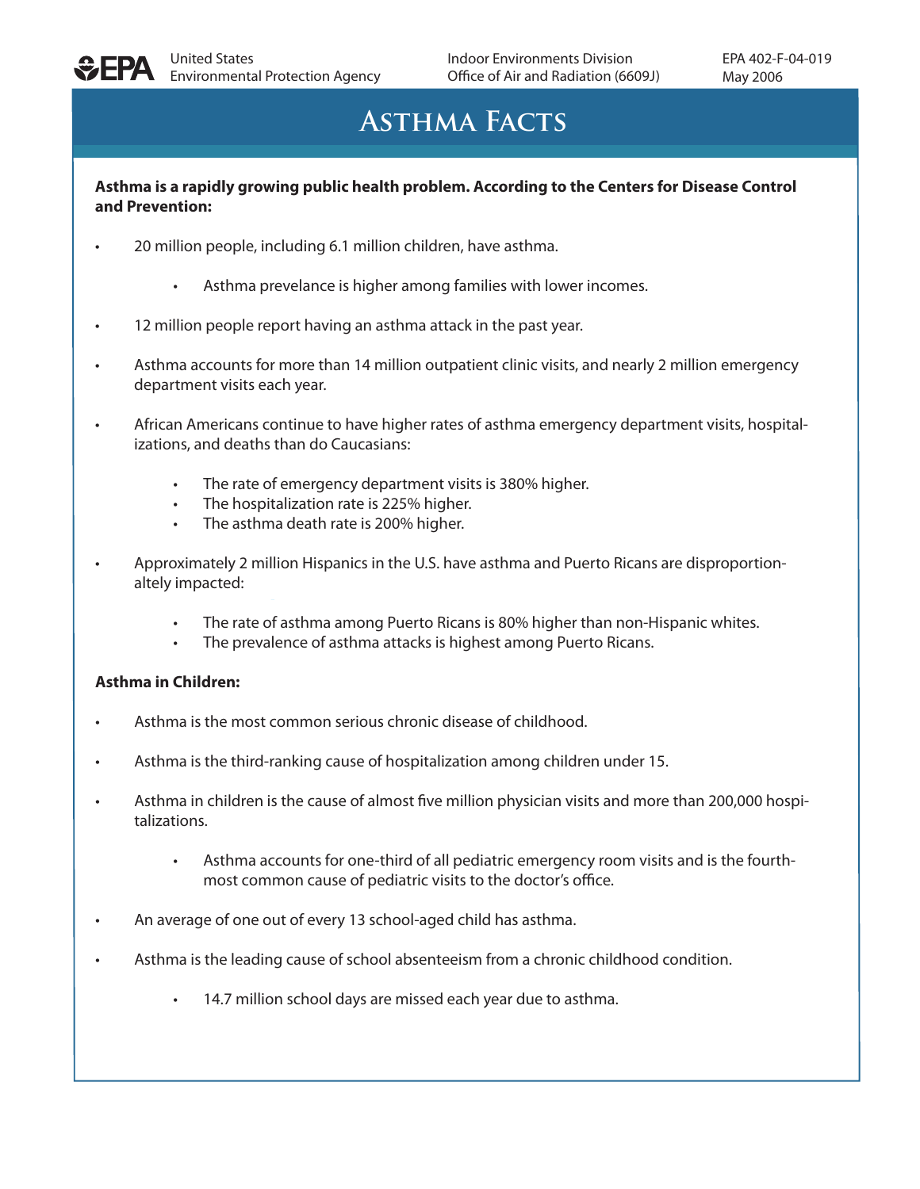United States Environmental Protection Agency

Indoor Environments Division
Office of Air and Radiation (6609J)

EPA 402-F-04-019
May 2006

# Asthma Facts

**Asthma is a rapidly growing public health problem. According to the Centers for Disease Control and Prevention:**

- 20 million people, including 6.1 million children, have asthma.
    - Asthma prevelance is higher among families with lower incomes.
- 12 million people report having an asthma attack in the past year.
- Asthma accounts for more than 14 million outpatient clinic visits, and nearly 2 million emergency department visits each year.
- African Americans continue to have higher rates of asthma emergency department visits, hospitalizations, and deaths than do Caucasians:
    - The rate of emergency department visits is 380% higher.
    - The hospitalization rate is 225% higher.
    - The asthma death rate is 200% higher.
- Approximately 2 million Hispanics in the U.S. have asthma and Puerto Ricans are disproportionaltely impacted:
    - The rate of asthma among Puerto Ricans is 80% higher than non-Hispanic whites.
    - The prevalence of asthma attacks is highest among Puerto Ricans.

**Asthma in Children:**

- Asthma is the most common serious chronic disease of childhood.
- Asthma is the third-ranking cause of hospitalization among children under 15.
- Asthma in children is the cause of almost five million physician visits and more than 200,000 hospitalizations.
    - Asthma accounts for one-third of all pediatric emergency room visits and is the fourth-most common cause of pediatric visits to the doctor's office.
- An average of one out of every 13 school-aged child has asthma.
- Asthma is the leading cause of school absenteeism from a chronic childhood condition.
    - 14.7 million school days are missed each year due to asthma.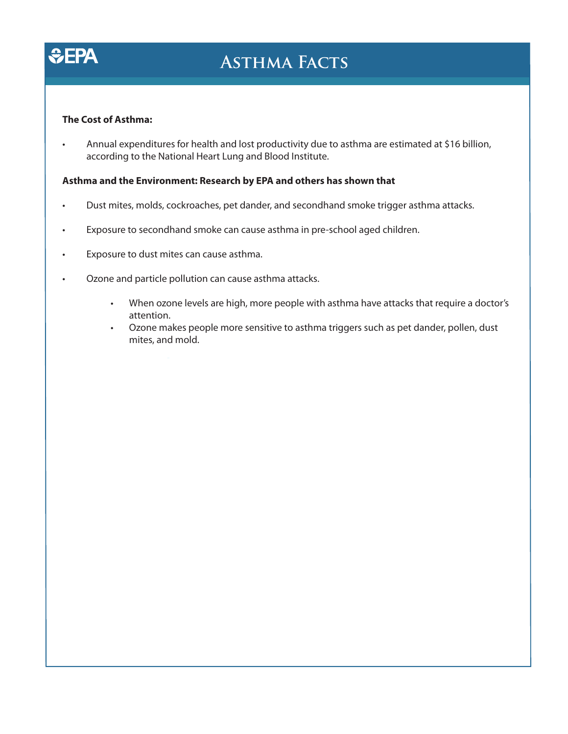# Asthma Facts

**The Cost of Asthma:**

- Annual expenditures for health and lost productivity due to asthma are estimated at $16 billion, according to the National Heart Lung and Blood Institute.

**Asthma and the Environment: Research by EPA and others has shown that**

- Dust mites, molds, cockroaches, pet dander, and secondhand smoke trigger asthma attacks.
- Exposure to secondhand smoke can cause asthma in pre-school aged children.
- Exposure to dust mites can cause asthma.
- Ozone and particle pollution can cause asthma attacks.
  - When ozone levels are high, more people with asthma have attacks that require a doctor's attention.
  - Ozone makes people more sensitive to asthma triggers such as pet dander, pollen, dust mites, and mold.